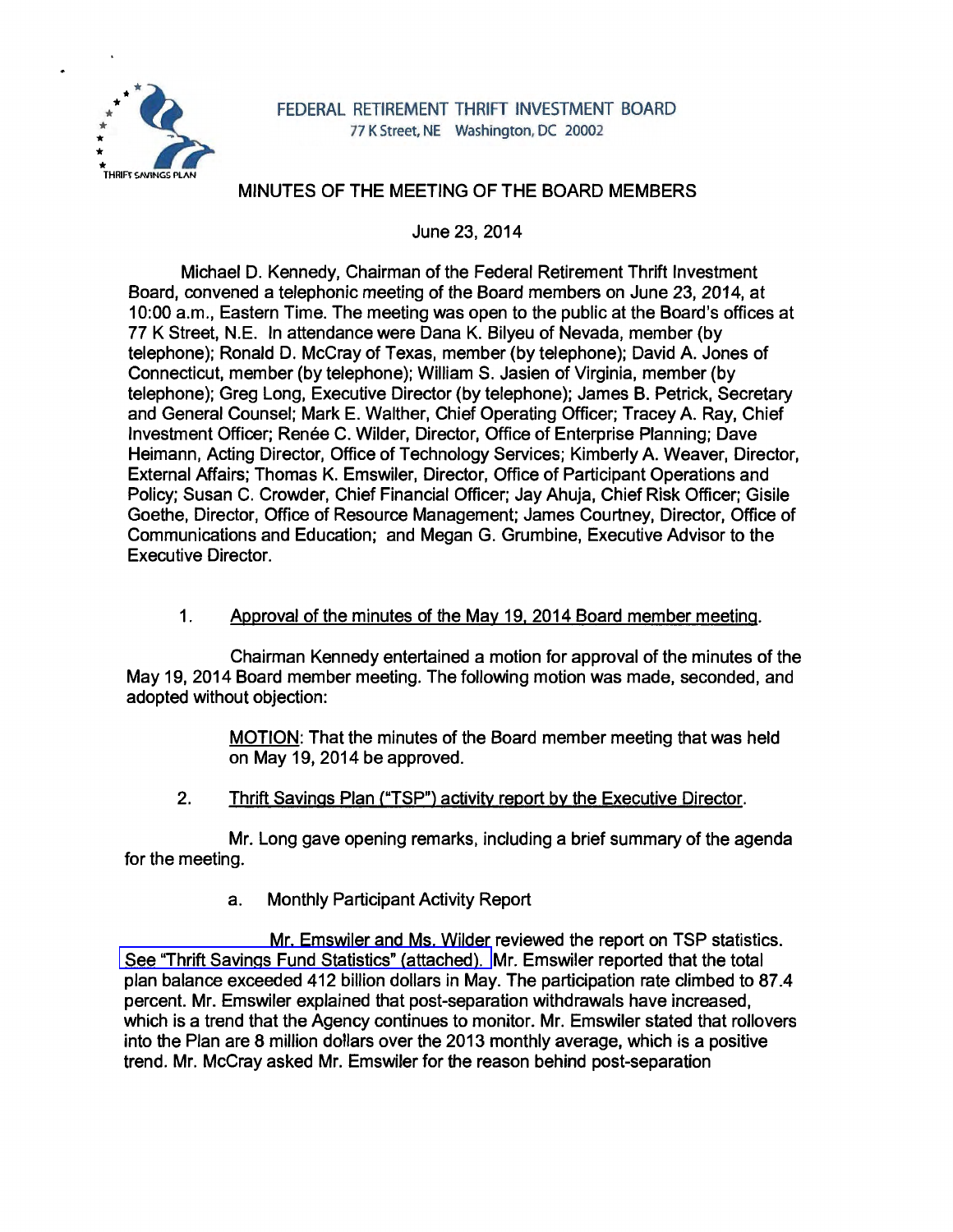FEDERAL RETIREMENT THRIFT INVESTMENT BOARD
77 K Street, NE Washington, DC 20002

# MINUTES OF THE MEETING OF THE BOARD MEMBERS

June 23, 2014

Michael D. Kennedy, Chairman of the Federal Retirement Thrift Investment Board, convened a telephonic meeting of the Board members on June 23, 2014, at 10:00 a.m., Eastern Time. The meeting was open to the public at the Board's offices at 77 K Street, N.E. In attendance were Dana K. Bilyeu of Nevada, member (by telephone); Ronald D. McCray of Texas, member (by telephone); David A. Jones of Connecticut, member (by telephone); William S. Jasien of Virginia, member (by telephone); Greg Long, Executive Director (by telephone); James B. Petrick, Secretary and General Counsel; Mark E. Walther, Chief Operating Officer; Tracey A. Ray, Chief Investment Officer; Renée C. Wilder, Director, Office of Enterprise Planning; Dave Heimann, Acting Director, Office of Technology Services; Kimberly A. Weaver, Director, External Affairs; Thomas K. Emswiler, Director, Office of Participant Operations and Policy; Susan C. Crowder, Chief Financial Officer; Jay Ahuja, Chief Risk Officer; Gisile Goethe, Director, Office of Resource Management; James Courtney, Director, Office of Communications and Education; and Megan G. Grumbine, Executive Advisor to the Executive Director.

1. Approval of the minutes of the May 19, 2014 Board member meeting.

Chairman Kennedy entertained a motion for approval of the minutes of the May 19, 2014 Board member meeting. The following motion was made, seconded, and adopted without objection:

> MOTION: That the minutes of the Board member meeting that was held on May 19, 2014 be approved.

2. Thrift Savings Plan ("TSP") activity report by the Executive Director.

Mr. Long gave opening remarks, including a brief summary of the agenda for the meeting.

a. Monthly Participant Activity Report

Mr. Emswiler and Ms. Wilder reviewed the report on TSP statistics. See "Thrift Savings Fund Statistics" (attached). Mr. Emswiler reported that the total plan balance exceeded 412 billion dollars in May. The participation rate climbed to 87.4 percent. Mr. Emswiler explained that post-separation withdrawals have increased, which is a trend that the Agency continues to monitor. Mr. Emswiler stated that rollovers into the Plan are 8 million dollars over the 2013 monthly average, which is a positive trend. Mr. McCray asked Mr. Emswiler for the reason behind post-separation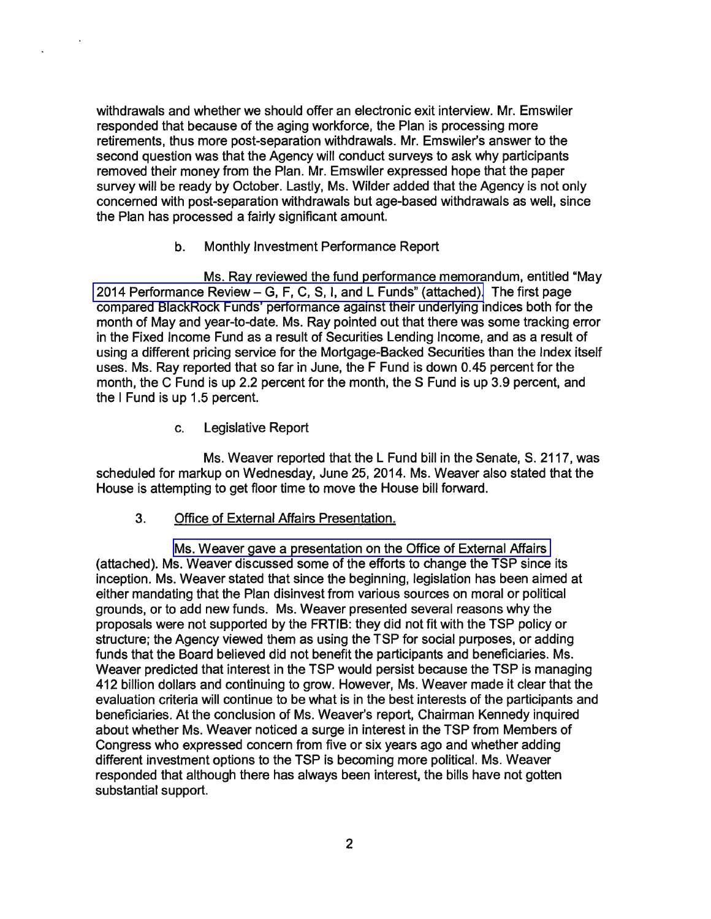withdrawals and whether we should offer an electronic exit interview. Mr. Emswiler responded that because of the aging workforce, the Plan is processing more retirements, thus more post-separation withdrawals. Mr. Emswiler's answer to the second question was that the Agency will conduct surveys to ask why participants removed their money from the Plan. Mr. Emswiler expressed hope that the paper survey will be ready by October. Lastly, Ms. Wilder added that the Agency is not only concerned with post-separation withdrawals but age-based withdrawals as well, since the Plan has processed a fairly significant amount.

b. Monthly Investment Performance Report

Ms. Ray reviewed the fund performance memorandum, entitled "May 2014 Performance Review – G, F, C, S, I, and L Funds" (attached). The first page compared BlackRock Funds' performance against their underlying indices both for the month of May and year-to-date. Ms. Ray pointed out that there was some tracking error in the Fixed Income Fund as a result of Securities Lending Income, and as a result of using a different pricing service for the Mortgage-Backed Securities than the Index itself uses. Ms. Ray reported that so far in June, the F Fund is down 0.45 percent for the month, the C Fund is up 2.2 percent for the month, the S Fund is up 3.9 percent, and the I Fund is up 1.5 percent.

c. Legislative Report

Ms. Weaver reported that the L Fund bill in the Senate, S. 2117, was scheduled for markup on Wednesday, June 25, 2014. Ms. Weaver also stated that the House is attempting to get floor time to move the House bill forward.

3. Office of External Affairs Presentation.

Ms. Weaver gave a presentation on the Office of External Affairs (attached). Ms. Weaver discussed some of the efforts to change the TSP since its inception. Ms. Weaver stated that since the beginning, legislation has been aimed at either mandating that the Plan disinvest from various sources on moral or political grounds, or to add new funds. Ms. Weaver presented several reasons why the proposals were not supported by the FRTIB: they did not fit with the TSP policy or structure; the Agency viewed them as using the TSP for social purposes, or adding funds that the Board believed did not benefit the participants and beneficiaries. Ms. Weaver predicted that interest in the TSP would persist because the TSP is managing 412 billion dollars and continuing to grow. However, Ms. Weaver made it clear that the evaluation criteria will continue to be what is in the best interests of the participants and beneficiaries. At the conclusion of Ms. Weaver's report, Chairman Kennedy inquired about whether Ms. Weaver noticed a surge in interest in the TSP from Members of Congress who expressed concern from five or six years ago and whether adding different investment options to the TSP is becoming more political. Ms. Weaver responded that although there has always been interest, the bills have not gotten substantial support.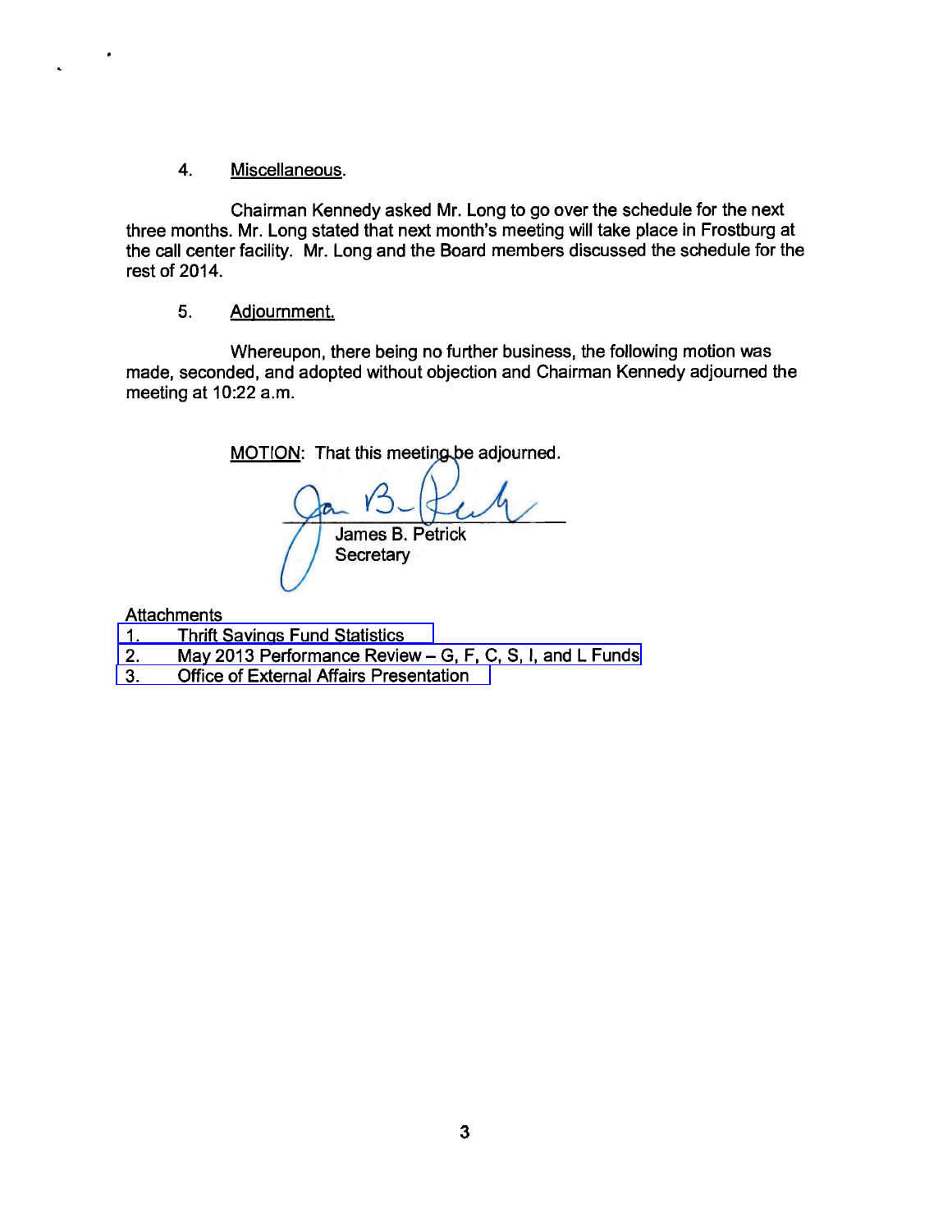4. Miscellaneous.

Chairman Kennedy asked Mr. Long to go over the schedule for the next three months. Mr. Long stated that next month's meeting will take place in Frostburg at the call center facility. Mr. Long and the Board members discussed the schedule for the rest of 2014.

5. Adjournment.

Whereupon, there being no further business, the following motion was made, seconded, and adopted without objection and Chairman Kennedy adjourned the meeting at 10:22 a.m.

MOTION: That this meeting be adjourned.

James B. Petrick
Secretary

Attachments

1. Thrift Savings Fund Statistics
2. May 2013 Performance Review – G, F, C, S, I, and L Funds
3. Office of External Affairs Presentation